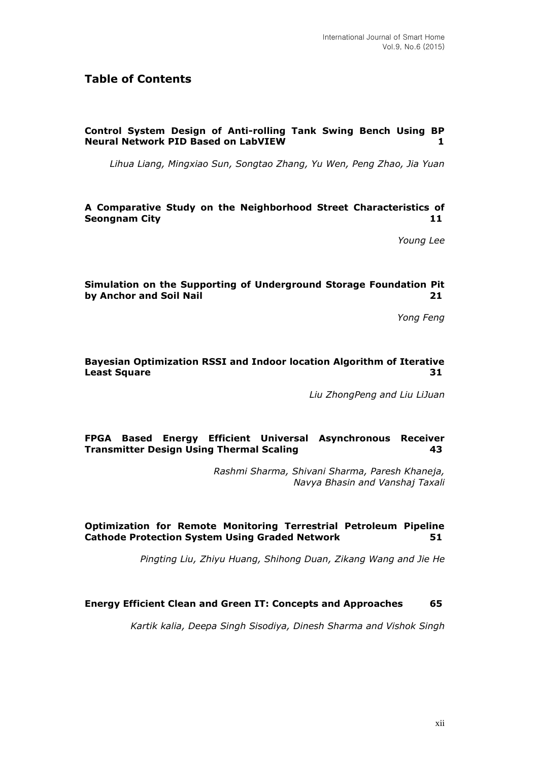# Table of Contents

**Control System Design of Anti-rolling Tank Swing Bench Using BP Neural Network PID Based on LabVIEW** **1**

*Lihua Liang, Mingxiao Sun, Songtao Zhang, Yu Wen, Peng Zhao, Jia Yuan*

**A Comparative Study on the Neighborhood Street Characteristics of Seongnam City** **11**

*Young Lee*

**Simulation on the Supporting of Underground Storage Foundation Pit by Anchor and Soil Nail** **21**

*Yong Feng*

**Bayesian Optimization RSSI and Indoor location Algorithm of Iterative Least Square** **31**

*Liu ZhongPeng and Liu LiJuan*

**FPGA Based Energy Efficient Universal Asynchronous Receiver Transmitter Design Using Thermal Scaling** **43**

*Rashmi Sharma, Shivani Sharma, Paresh Khaneja, Navya Bhasin and Vanshaj Taxali*

**Optimization for Remote Monitoring Terrestrial Petroleum Pipeline Cathode Protection System Using Graded Network** **51**

*Pingting Liu, Zhiyu Huang, Shihong Duan, Zikang Wang and Jie He*

**Energy Efficient Clean and Green IT: Concepts and Approaches** **65**

*Kartik kalia, Deepa Singh Sisodiya, Dinesh Sharma and Vishok Singh*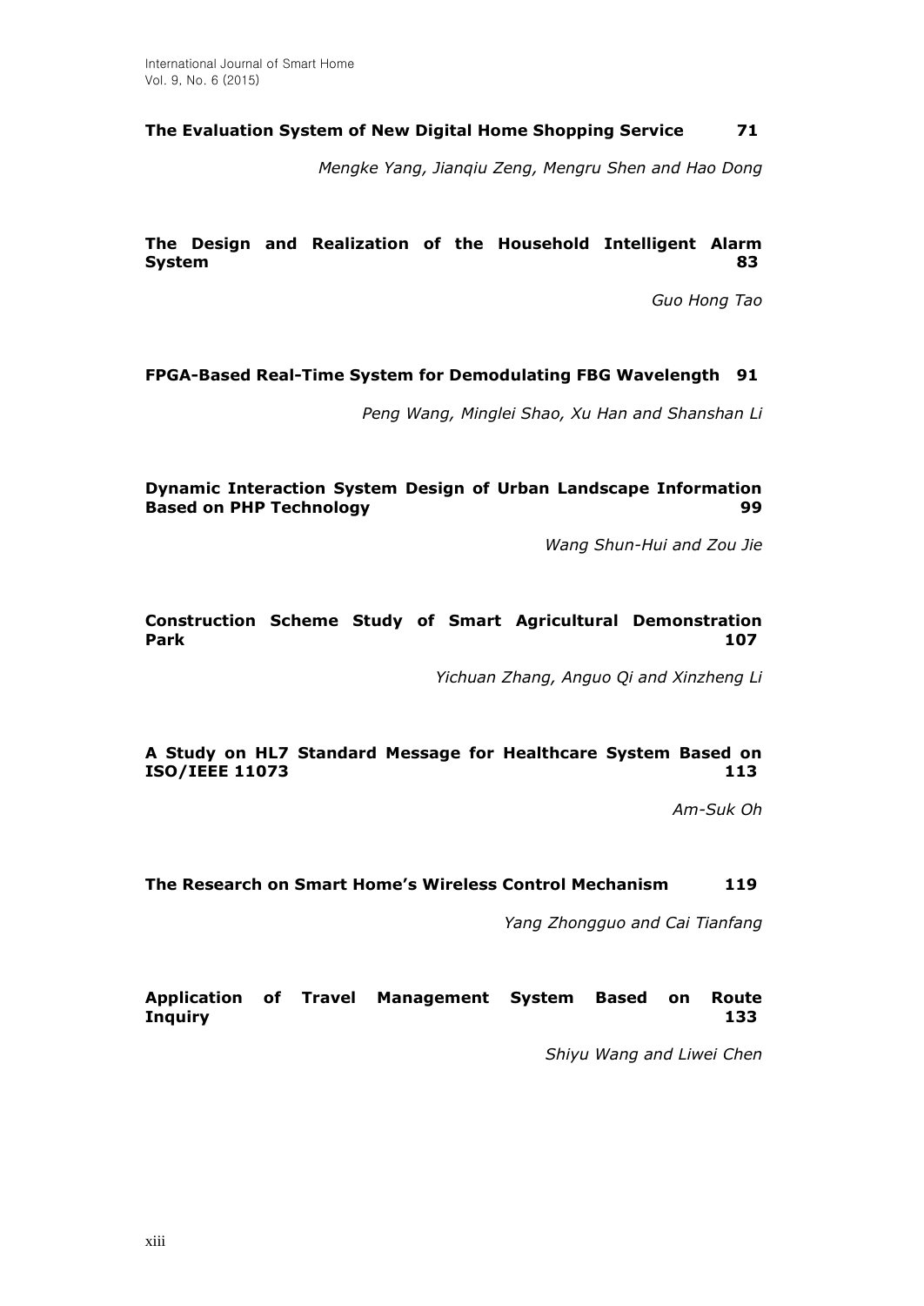**The Evaluation System of New Digital Home Shopping Service** 71

*Mengke Yang, Jianqiu Zeng, Mengru Shen and Hao Dong*

**The Design and Realization of the Household Intelligent Alarm System** 83

*Guo Hong Tao*

**FPGA-Based Real-Time System for Demodulating FBG Wavelength** 91

*Peng Wang, Minglei Shao, Xu Han and Shanshan Li*

**Dynamic Interaction System Design of Urban Landscape Information Based on PHP Technology** 99

*Wang Shun-Hui and Zou Jie*

**Construction Scheme Study of Smart Agricultural Demonstration Park** 107

*Yichuan Zhang, Anguo Qi and Xinzheng Li*

**A Study on HL7 Standard Message for Healthcare System Based on ISO/IEEE 11073** 113

*Am-Suk Oh*

**The Research on Smart Home's Wireless Control Mechanism** 119

*Yang Zhongguo and Cai Tianfang*

**Application of Travel Management System Based on Route Inquiry** 133

*Shiyu Wang and Liwei Chen*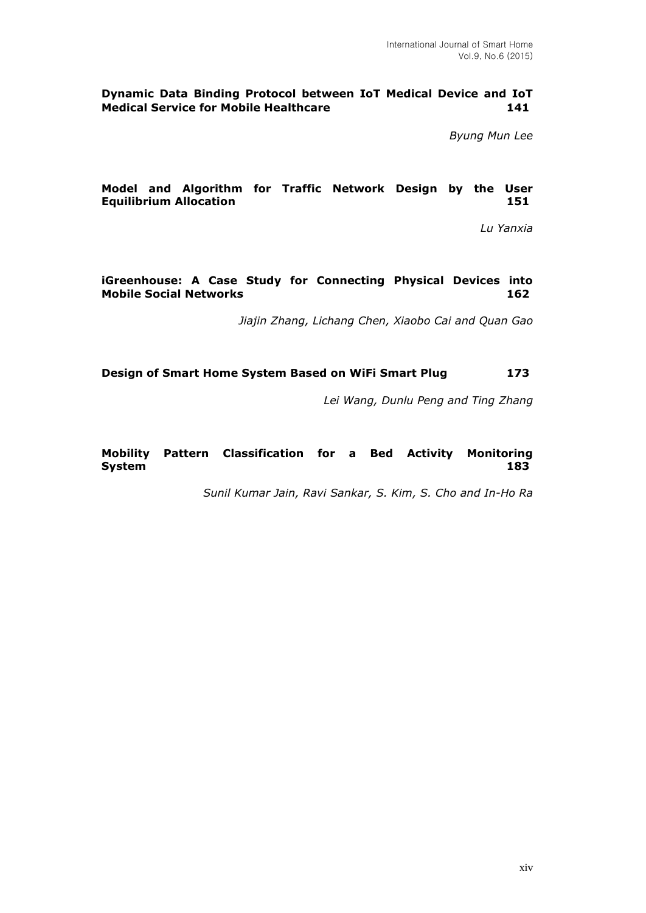**Dynamic Data Binding Protocol between IoT Medical Device and IoT Medical Service for Mobile Healthcare** **141**

*Byung Mun Lee*

**Model and Algorithm for Traffic Network Design by the User Equilibrium Allocation** **151**

*Lu Yanxia*

**iGreenhouse: A Case Study for Connecting Physical Devices into Mobile Social Networks** **162**

*Jiajin Zhang, Lichang Chen, Xiaobo Cai and Quan Gao*

**Design of Smart Home System Based on WiFi Smart Plug** **173**

*Lei Wang, Dunlu Peng and Ting Zhang*

**Mobility Pattern Classification for a Bed Activity Monitoring System** **183**

*Sunil Kumar Jain, Ravi Sankar, S. Kim, S. Cho and In-Ho Ra*